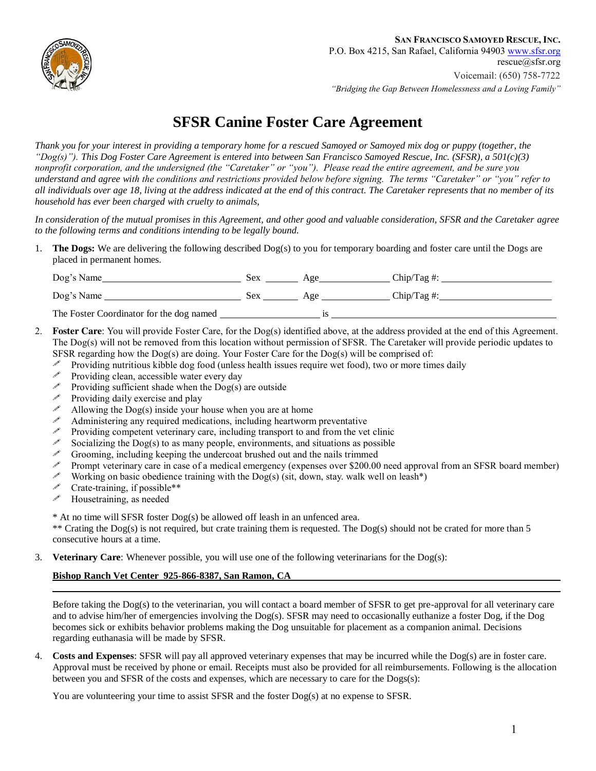**SAN FRANCISCO SAMOYED RESCUE, INC.**
P.O. Box 4215, San Rafael, California 94903 www.sfsr.org
rescue@sfsr.org
Voicemail: (650) 758-7722
*"Bridging the Gap Between Homelessness and a Loving Family"*

# SFSR Canine Foster Care Agreement

*Thank you for your interest in providing a temporary home for a rescued Samoyed or Samoyed mix dog or puppy (together, the "Dog(s)"). This Dog Foster Care Agreement is entered into between San Francisco Samoyed Rescue, Inc. (SFSR), a 501(c)(3) nonprofit corporation, and the undersigned (the "Caretaker" or "you"). Please read the entire agreement, and be sure you understand and agree with the conditions and restrictions provided below before signing. The terms "Caretaker" or "you" refer to all individuals over age 18, living at the address indicated at the end of this contract. The Caretaker represents that no member of its household has ever been charged with cruelty to animals,*

*In consideration of the mutual promises in this Agreement, and other good and valuable consideration, SFSR and the Caretaker agree to the following terms and conditions intending to be legally bound.*

1. **The Dogs:** We are delivering the following described Dog(s) to you for temporary boarding and foster care until the Dogs are placed in permanent homes.

   Dog's Name ____________________ Sex ______ Age __________ Chip/Tag #: ________________

   Dog's Name ____________________ Sex ______ Age __________ Chip/Tag #: ________________

   The Foster Coordinator for the dog named ______________ is ______________________________

2. **Foster Care**: You will provide Foster Care, for the Dog(s) identified above, at the address provided at the end of this Agreement. The Dog(s) will not be removed from this location without permission of SFSR. The Caretaker will provide periodic updates to SFSR regarding how the Dog(s) are doing. Your Foster Care for the Dog(s) will be comprised of:
   - Providing nutritious kibble dog food (unless health issues require wet food), two or more times daily
   - Providing clean, accessible water every day
   - Providing sufficient shade when the Dog(s) are outside
   - Providing daily exercise and play
   - Allowing the Dog(s) inside your house when you are at home
   - Administering any required medications, including heartworm preventative
   - Providing competent veterinary care, including transport to and from the vet clinic
   - Socializing the Dog(s) to as many people, environments, and situations as possible
   - Grooming, including keeping the undercoat brushed out and the nails trimmed
   - Prompt veterinary care in case of a medical emergency (expenses over $200.00 need approval from an SFSR board member)
   - Working on basic obedience training with the Dog(s) (sit, down, stay. walk well on leash*)
   - Crate-training, if possible**
   - Housetraining, as needed

   \* At no time will SFSR foster Dog(s) be allowed off leash in an unfenced area.
   ** Crating the Dog(s) is not required, but crate training them is requested. The Dog(s) should not be crated for more than 5 consecutive hours at a time.

3. **Veterinary Care**: Whenever possible, you will use one of the following veterinarians for the Dog(s):

   **Bishop Ranch Vet Center 925-866-8387, San Ramon, CA**

   Before taking the Dog(s) to the veterinarian, you will contact a board member of SFSR to get pre-approval for all veterinary care and to advise him/her of emergencies involving the Dog(s). SFSR may need to occasionally euthanize a foster Dog, if the Dog becomes sick or exhibits behavior problems making the Dog unsuitable for placement as a companion animal. Decisions regarding euthanasia will be made by SFSR.

4. **Costs and Expenses**: SFSR will pay all approved veterinary expenses that may be incurred while the Dog(s) are in foster care. Approval must be received by phone or email. Receipts must also be provided for all reimbursements. Following is the allocation between you and SFSR of the costs and expenses, which are necessary to care for the Dogs(s):

   You are volunteering your time to assist SFSR and the foster Dog(s) at no expense to SFSR.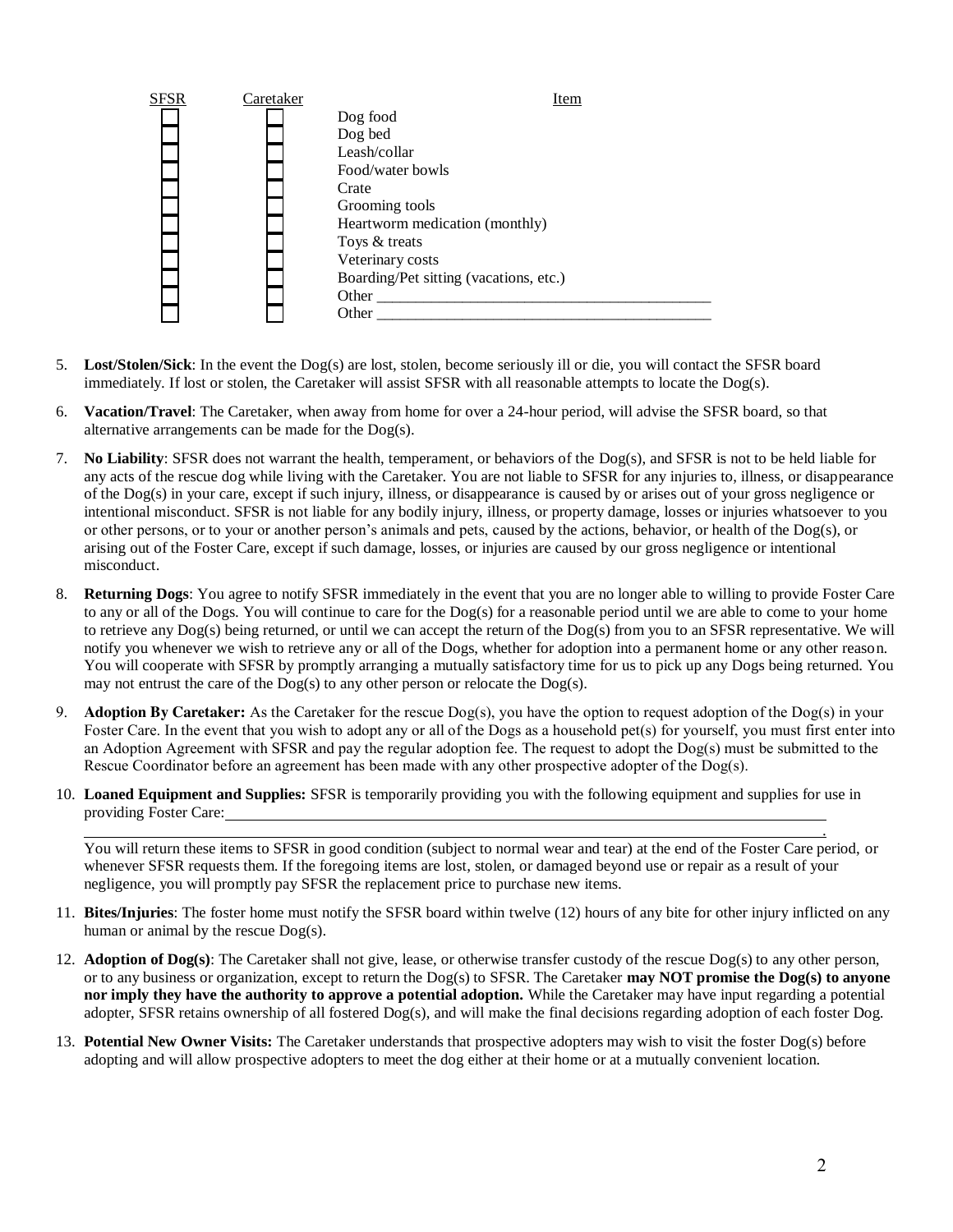| SFSR | Caretaker | Item |
|---|---|---|
| ☐ | ☐ | Dog food |
| ☐ | ☐ | Dog bed |
| ☐ | ☐ | Leash/collar |
| ☐ | ☐ | Food/water bowls |
| ☐ | ☐ | Crate |
| ☐ | ☐ | Grooming tools |
| ☐ | ☐ | Heartworm medication (monthly) |
| ☐ | ☐ | Toys & treats |
| ☐ | ☐ | Veterinary costs |
| ☐ | ☐ | Boarding/Pet sitting (vacations, etc.) |
| ☐ | ☐ | Other ____________________________________________ |
| ☐ | ☐ | Other ____________________________________________ |

5. **Lost/Stolen/Sick**: In the event the Dog(s) are lost, stolen, become seriously ill or die, you will contact the SFSR board immediately. If lost or stolen, the Caretaker will assist SFSR with all reasonable attempts to locate the Dog(s).

6. **Vacation/Travel**: The Caretaker, when away from home for over a 24-hour period, will advise the SFSR board, so that alternative arrangements can be made for the Dog(s).

7. **No Liability**: SFSR does not warrant the health, temperament, or behaviors of the Dog(s), and SFSR is not to be held liable for any acts of the rescue dog while living with the Caretaker. You are not liable to SFSR for any injuries to, illness, or disappearance of the Dog(s) in your care, except if such injury, illness, or disappearance is caused by or arises out of your gross negligence or intentional misconduct. SFSR is not liable for any bodily injury, illness, or property damage, losses or injuries whatsoever to you or other persons, or to your or another person's animals and pets, caused by the actions, behavior, or health of the Dog(s), or arising out of the Foster Care, except if such damage, losses, or injuries are caused by our gross negligence or intentional misconduct.

8. **Returning Dogs**: You agree to notify SFSR immediately in the event that you are no longer able to willing to provide Foster Care to any or all of the Dogs. You will continue to care for the Dog(s) for a reasonable period until we are able to come to your home to retrieve any Dog(s) being returned, or until we can accept the return of the Dog(s) from you to an SFSR representative. We will notify you whenever we wish to retrieve any or all of the Dogs, whether for adoption into a permanent home or any other reason. You will cooperate with SFSR by promptly arranging a mutually satisfactory time for us to pick up any Dogs being returned. You may not entrust the care of the Dog(s) to any other person or relocate the Dog(s).

9. **Adoption By Caretaker:** As the Caretaker for the rescue Dog(s), you have the option to request adoption of the Dog(s) in your Foster Care. In the event that you wish to adopt any or all of the Dogs as a household pet(s) for yourself, you must first enter into an Adoption Agreement with SFSR and pay the regular adoption fee. The request to adopt the Dog(s) must be submitted to the Rescue Coordinator before an agreement has been made with any other prospective adopter of the Dog(s).

10. **Loaned Equipment and Supplies:** SFSR is temporarily providing you with the following equipment and supplies for use in providing Foster Care: ____________________________________________________________________________
____________________________________________________________________________________________.
You will return these items to SFSR in good condition (subject to normal wear and tear) at the end of the Foster Care period, or whenever SFSR requests them. If the foregoing items are lost, stolen, or damaged beyond use or repair as a result of your negligence, you will promptly pay SFSR the replacement price to purchase new items.

11. **Bites/Injuries**: The foster home must notify the SFSR board within twelve (12) hours of any bite for other injury inflicted on any human or animal by the rescue Dog(s).

12. **Adoption of Dog(s)**: The Caretaker shall not give, lease, or otherwise transfer custody of the rescue Dog(s) to any other person, or to any business or organization, except to return the Dog(s) to SFSR. The Caretaker **may NOT promise the Dog(s) to anyone nor imply they have the authority to approve a potential adoption.** While the Caretaker may have input regarding a potential adopter, SFSR retains ownership of all fostered Dog(s), and will make the final decisions regarding adoption of each foster Dog.

13. **Potential New Owner Visits:** The Caretaker understands that prospective adopters may wish to visit the foster Dog(s) before adopting and will allow prospective adopters to meet the dog either at their home or at a mutually convenient location.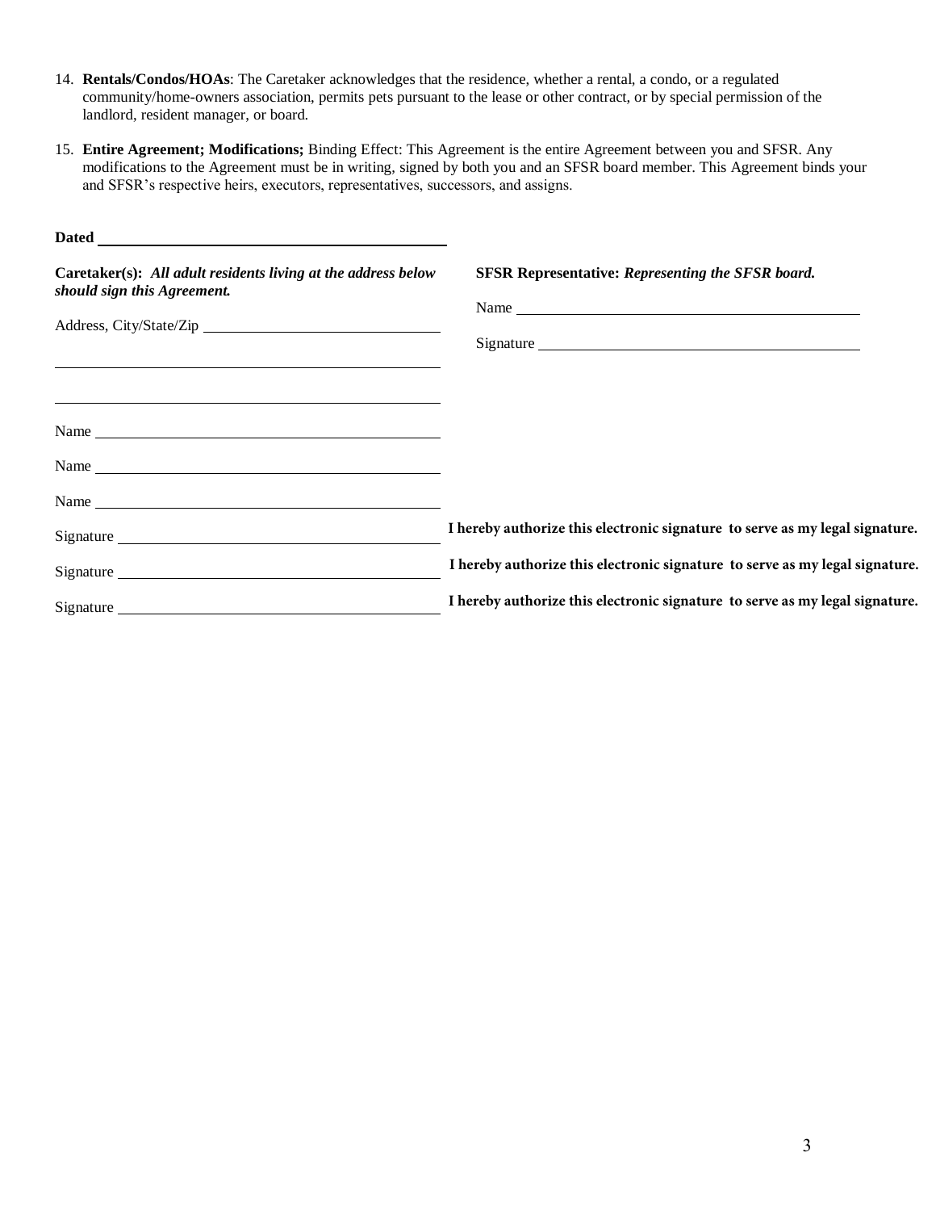14. **Rentals/Condos/HOAs**: The Caretaker acknowledges that the residence, whether a rental, a condo, or a regulated community/home-owners association, permits pets pursuant to the lease or other contract, or by special permission of the landlord, resident manager, or board.

15. **Entire Agreement; Modifications;** Binding Effect: This Agreement is the entire Agreement between you and SFSR. Any modifications to the Agreement must be in writing, signed by both you and an SFSR board member. This Agreement binds your and SFSR's respective heirs, executors, representatives, successors, and assigns.

**Dated** ______________________________

**Caretaker(s):** ***All adult residents living at the address below should sign this Agreement.***

Address, City/State/Zip ______________________________

______________________________

______________________________

Name ______________________________

Name ______________________________

Name ______________________________

Signature ______________________________ **I hereby authorize this electronic signature to serve as my legal signature.**

Signature ______________________________ **I hereby authorize this electronic signature to serve as my legal signature.**

Signature ______________________________ **I hereby authorize this electronic signature to serve as my legal signature.**

**SFSR Representative:** ***Representing the SFSR board.***

Name ______________________________

Signature ______________________________